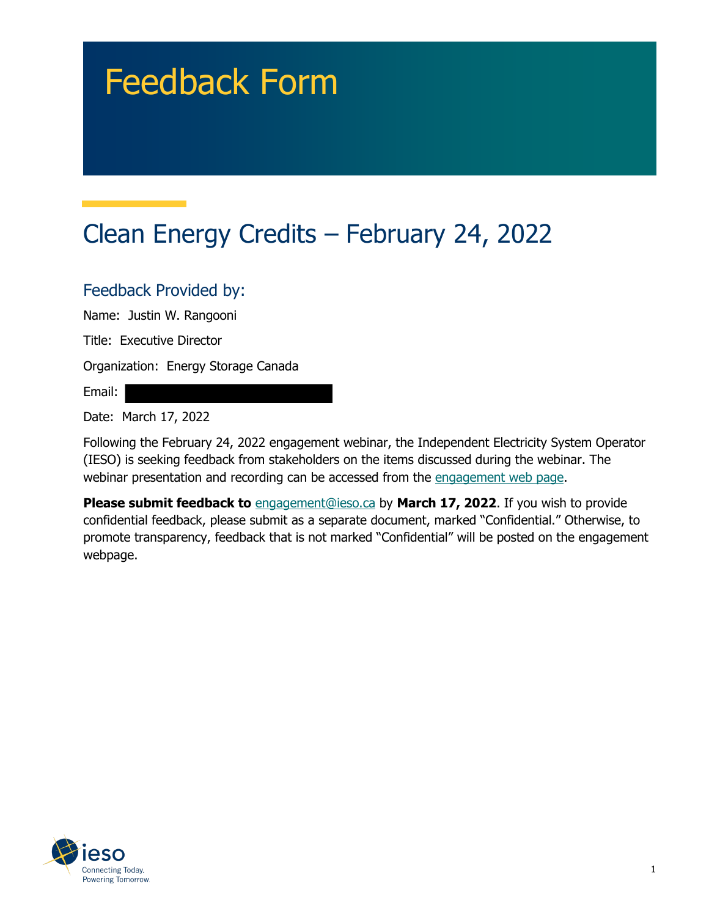# Feedback Form

## Clean Energy Credits – February 24, 2022

### Feedback Provided by:

Name: Justin W. Rangooni

Title: Executive Director

Organization: Energy Storage Canada

Email:

Date: March 17, 2022

Following the February 24, 2022 engagement webinar, the Independent Electricity System Operator (IESO) is seeking feedback from stakeholders on the items discussed during the webinar. The webinar presentation and recording can be accessed from the engagement web page.

**Please submit feedback to** engagement@ieso.ca by **March 17, 2022**. If you wish to provide confidential feedback, please submit as a separate document, marked "Confidential." Otherwise, to promote transparency, feedback that is not marked "Confidential" will be posted on the engagement webpage.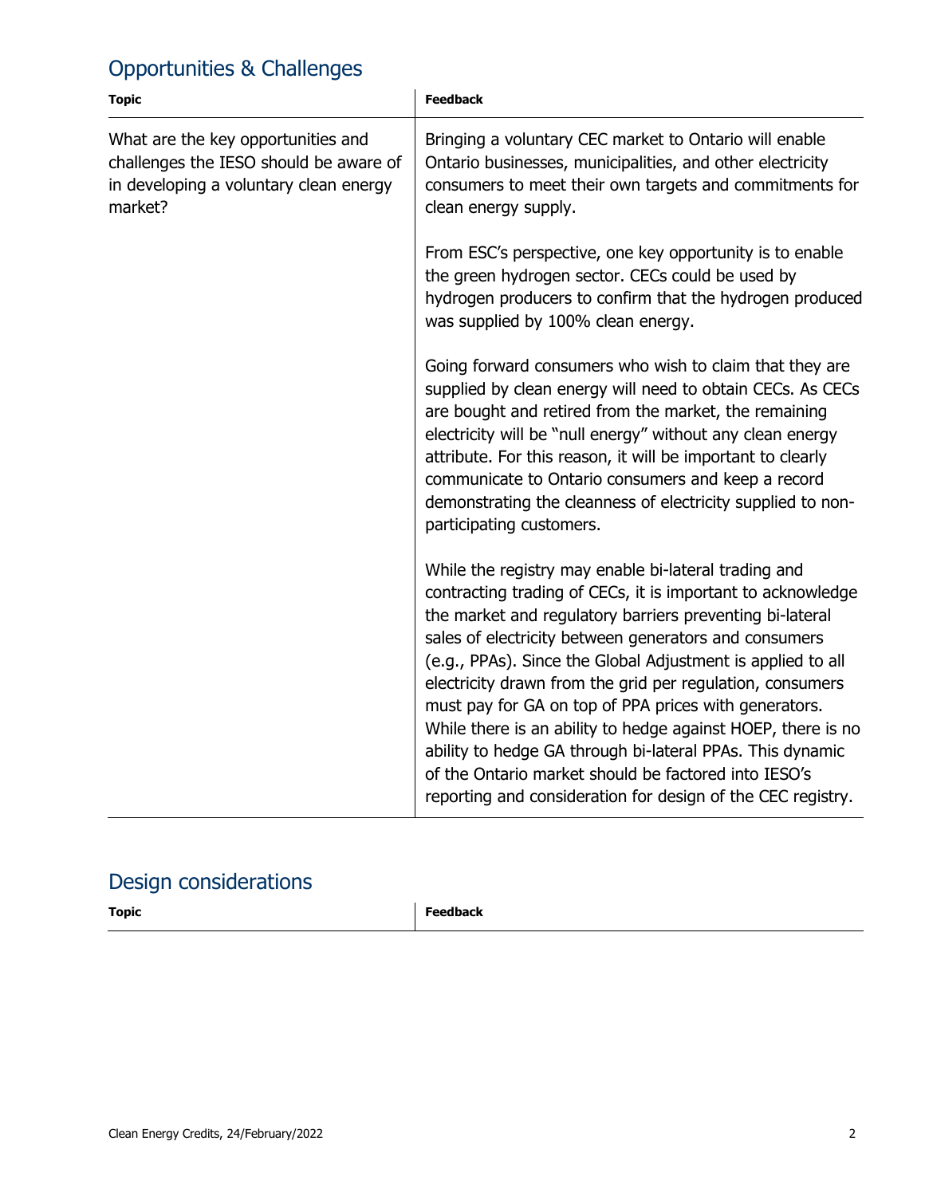## Opportunities & Challenges

| Topic | Feedback |
|---|---|
| What are the key opportunities and challenges the IESO should be aware of in developing a voluntary clean energy market? | Bringing a voluntary CEC market to Ontario will enable Ontario businesses, municipalities, and other electricity consumers to meet their own targets and commitments for clean energy supply.<br><br>From ESC's perspective, one key opportunity is to enable the green hydrogen sector. CECs could be used by hydrogen producers to confirm that the hydrogen produced was supplied by 100% clean energy.<br><br>Going forward consumers who wish to claim that they are supplied by clean energy will need to obtain CECs. As CECs are bought and retired from the market, the remaining electricity will be "null energy" without any clean energy attribute. For this reason, it will be important to clearly communicate to Ontario consumers and keep a record demonstrating the cleanness of electricity supplied to non-participating customers.<br><br>While the registry may enable bi-lateral trading and contracting trading of CECs, it is important to acknowledge the market and regulatory barriers preventing bi-lateral sales of electricity between generators and consumers (e.g., PPAs). Since the Global Adjustment is applied to all electricity drawn from the grid per regulation, consumers must pay for GA on top of PPA prices with generators. While there is an ability to hedge against HOEP, there is no ability to hedge GA through bi-lateral PPAs. This dynamic of the Ontario market should be factored into IESO's reporting and consideration for design of the CEC registry. |

## Design considerations

| Topic | Feedback |
|---|---|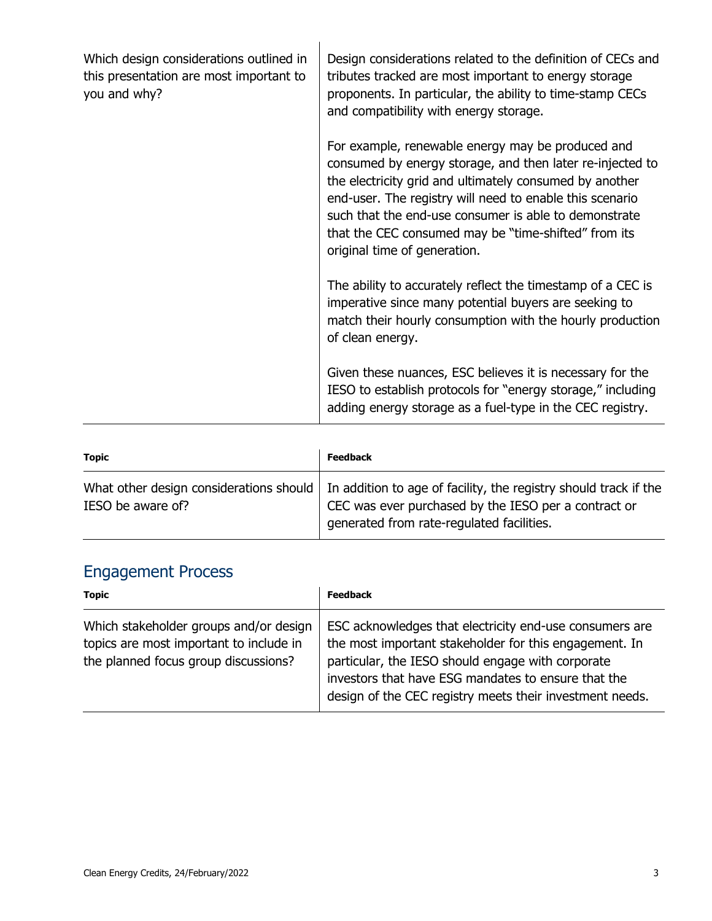| | |
|---|---|
| Which design considerations outlined in this presentation are most important to you and why? | Design considerations related to the definition of CECs and tributes tracked are most important to energy storage proponents. In particular, the ability to time-stamp CECs and compatibility with energy storage.<br><br>For example, renewable energy may be produced and consumed by energy storage, and then later re-injected to the electricity grid and ultimately consumed by another end-user. The registry will need to enable this scenario such that the end-use consumer is able to demonstrate that the CEC consumed may be "time-shifted" from its original time of generation.<br><br>The ability to accurately reflect the timestamp of a CEC is imperative since many potential buyers are seeking to match their hourly consumption with the hourly production of clean energy.<br><br>Given these nuances, ESC believes it is necessary for the IESO to establish protocols for "energy storage," including adding energy storage as a fuel-type in the CEC registry. |

| Topic | Feedback |
|---|---|
| What other design considerations should IESO be aware of? | In addition to age of facility, the registry should track if the CEC was ever purchased by the IESO per a contract or generated from rate-regulated facilities. |

## Engagement Process

| Topic | Feedback |
|---|---|
| Which stakeholder groups and/or design topics are most important to include in the planned focus group discussions? | ESC acknowledges that electricity end-use consumers are the most important stakeholder for this engagement. In particular, the IESO should engage with corporate investors that have ESG mandates to ensure that the design of the CEC registry meets their investment needs. |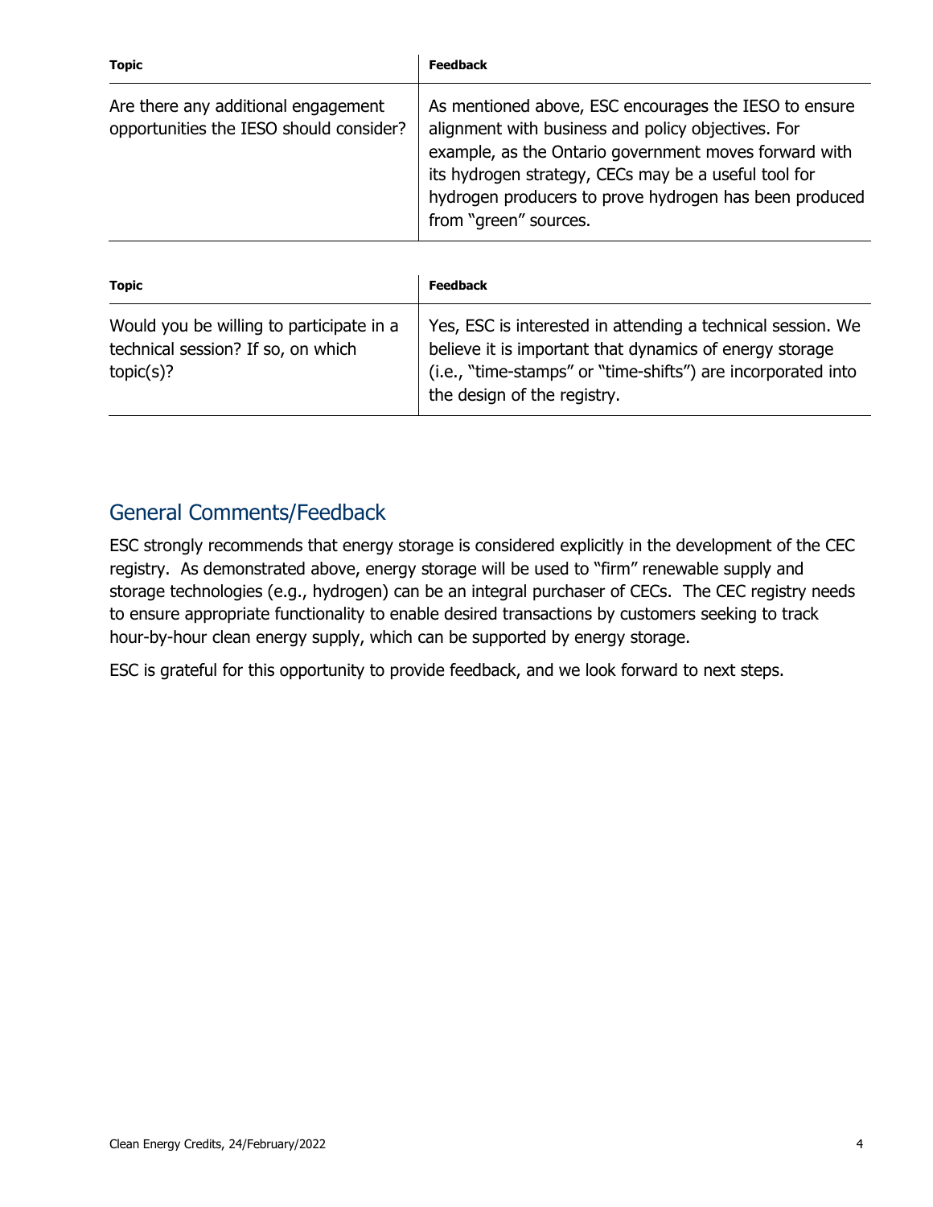| Topic | Feedback |
| --- | --- |
| Are there any additional engagement opportunities the IESO should consider? | As mentioned above, ESC encourages the IESO to ensure alignment with business and policy objectives. For example, as the Ontario government moves forward with its hydrogen strategy, CECs may be a useful tool for hydrogen producers to prove hydrogen has been produced from "green" sources. |

| Topic | Feedback |
| --- | --- |
| Would you be willing to participate in a technical session? If so, on which topic(s)? | Yes, ESC is interested in attending a technical session. We believe it is important that dynamics of energy storage (i.e., "time-stamps" or "time-shifts") are incorporated into the design of the registry. |

## General Comments/Feedback

ESC strongly recommends that energy storage is considered explicitly in the development of the CEC registry. As demonstrated above, energy storage will be used to "firm" renewable supply and storage technologies (e.g., hydrogen) can be an integral purchaser of CECs. The CEC registry needs to ensure appropriate functionality to enable desired transactions by customers seeking to track hour-by-hour clean energy supply, which can be supported by energy storage.

ESC is grateful for this opportunity to provide feedback, and we look forward to next steps.